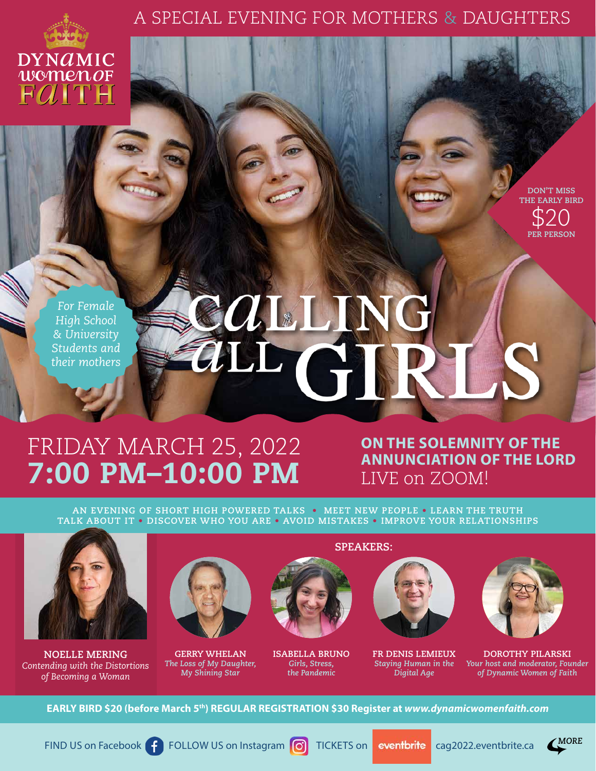# A SPECIAL EVENING FOR MOTHERS & DAUGHTERS

DYNAMIC WOMEN OF FAITH

DON'T MISS THE EARLY BIRD **$20** PER PERSON

*For Female High School & University Students and their mothers*

# CALLING ALL GIRLS

## FRIDAY MARCH 25, 2022
## **7:00 PM–10:00 PM**

**ON THE SOLEMNITY OF THE ANNUNCIATION OF THE LORD**
LIVE on ZOOM!

AN EVENING OF SHORT HIGH POWERED TALKS • MEET NEW PEOPLE • LEARN THE TRUTH
TALK ABOUT IT • DISCOVER WHO YOU ARE • AVOID MISTAKES • IMPROVE YOUR RELATIONSHIPS

**NOELLE MERING**
*Contending with the Distortions of Becoming a Woman*

**SPEAKERS:**

**GERRY WHELAN**
*The Loss of My Daughter, My Shining Star*

**ISABELLA BRUNO**
*Girls, Stress, the Pandemic*

**FR DENIS LEMIEUX**
*Staying Human in the Digital Age*

**DOROTHY PILARSKI**
*Your host and moderator, Founder of Dynamic Women of Faith*

**EARLY BIRD $20 (before March 5th) REGULAR REGISTRATION $30 Register at *www.dynamicwomenfaith.com***

FIND US on Facebook FOLLOW US on Instagram TICKETS on eventbrite cag2022.eventbrite.ca

MORE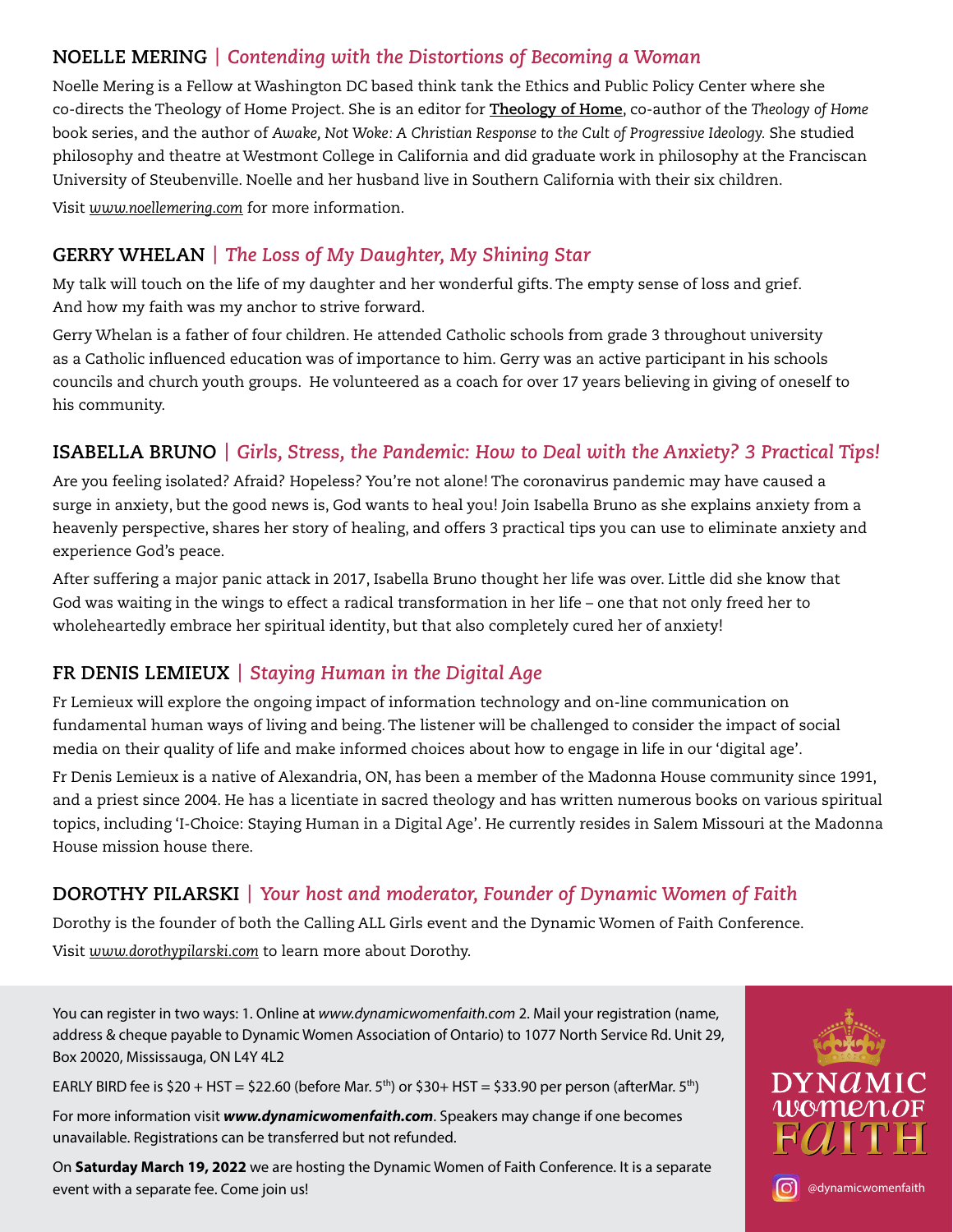## NOELLE MERING | *Contending with the Distortions of Becoming a Woman*

Noelle Mering is a Fellow at Washington DC based think tank the Ethics and Public Policy Center where she co-directs the Theology of Home Project. She is an editor for **Theology of Home**, co-author of the *Theology of Home* book series, and the author of *Awake, Not Woke: A Christian Response to the Cult of Progressive Ideology.* She studied philosophy and theatre at Westmont College in California and did graduate work in philosophy at the Franciscan University of Steubenville. Noelle and her husband live in Southern California with their six children.

Visit *www.noellemering.com* for more information.

## GERRY WHELAN | *The Loss of My Daughter, My Shining Star*

My talk will touch on the life of my daughter and her wonderful gifts. The empty sense of loss and grief. And how my faith was my anchor to strive forward.

Gerry Whelan is a father of four children. He attended Catholic schools from grade 3 throughout university as a Catholic influenced education was of importance to him. Gerry was an active participant in his schools councils and church youth groups. He volunteered as a coach for over 17 years believing in giving of oneself to his community.

## ISABELLA BRUNO | *Girls, Stress, the Pandemic: How to Deal with the Anxiety? 3 Practical Tips!*

Are you feeling isolated? Afraid? Hopeless? You're not alone! The coronavirus pandemic may have caused a surge in anxiety, but the good news is, God wants to heal you! Join Isabella Bruno as she explains anxiety from a heavenly perspective, shares her story of healing, and offers 3 practical tips you can use to eliminate anxiety and experience God's peace.

After suffering a major panic attack in 2017, Isabella Bruno thought her life was over. Little did she know that God was waiting in the wings to effect a radical transformation in her life – one that not only freed her to wholeheartedly embrace her spiritual identity, but that also completely cured her of anxiety!

## FR DENIS LEMIEUX | *Staying Human in the Digital Age*

Fr Lemieux will explore the ongoing impact of information technology and on-line communication on fundamental human ways of living and being. The listener will be challenged to consider the impact of social media on their quality of life and make informed choices about how to engage in life in our 'digital age'.

Fr Denis Lemieux is a native of Alexandria, ON, has been a member of the Madonna House community since 1991, and a priest since 2004. He has a licentiate in sacred theology and has written numerous books on various spiritual topics, including 'I-Choice: Staying Human in a Digital Age'. He currently resides in Salem Missouri at the Madonna House mission house there.

## DOROTHY PILARSKI | *Your host and moderator, Founder of Dynamic Women of Faith*

Dorothy is the founder of both the Calling ALL Girls event and the Dynamic Women of Faith Conference.

Visit *www.dorothypilarski.com* to learn more about Dorothy.

You can register in two ways: 1. Online at *www.dynamicwomenfaith.com* 2. Mail your registration (name, address & cheque payable to Dynamic Women Association of Ontario) to 1077 North Service Rd. Unit 29, Box 20020, Mississauga, ON L4Y 4L2

EARLY BIRD fee is $20 + HST = $22.60 (before Mar. 5th) or $30+ HST = $33.90 per person (afterMar. 5th)

For more information visit ***www.dynamicwomenfaith.com***. Speakers may change if one becomes unavailable. Registrations can be transferred but not refunded.

On **Saturday March 19, 2022** we are hosting the Dynamic Women of Faith Conference. It is a separate event with a separate fee. Come join us!

DYNAMIC WOMEN OF FAITH

@dynamicwomenfaith